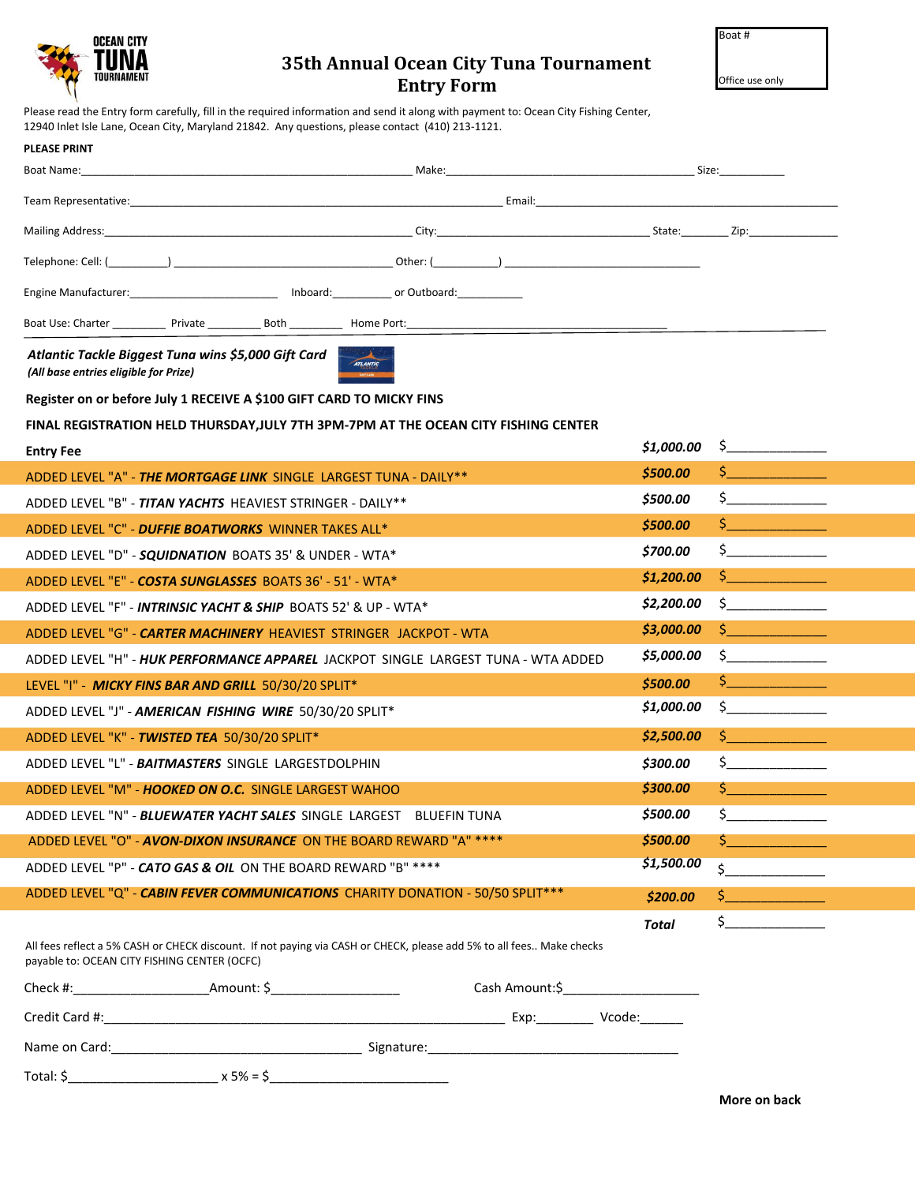Boat #

Office use only

# 35th Annual Ocean City Tuna Tournament Entry Form

Please read the Entry form carefully, fill in the required information and send it along with payment to: Ocean City Fishing Center, 12940 Inlet Isle Lane, Ocean City, Maryland 21842. Any questions, please contact (410) 213-1121.

**PLEASE PRINT**

Boat Name:______________________________ Make:______________________________ Size:___________

Team Representative:______________________________ Email:______________________________

Mailing Address:______________________________ City:______________________________ State:________ Zip:_______________

Telephone: Cell: (__________) ______________________________ Other: (___________) ______________________________

Engine Manufacturer:_________________________ Inboard:__________ or Outboard:___________

Boat Use: Charter _________ Private _________ Both _________ Home Port:______________________________

***Atlantic Tackle Biggest Tuna wins $5,000 Gift Card***
***(All base entries eligible for Prize)***

**Register on or before July 1 RECEIVE A $100 GIFT CARD TO MICKY FINS**

**FINAL REGISTRATION HELD THURSDAY,JULY 7TH 3PM-7PM AT THE OCEAN CITY FISHING CENTER**

| | | |
|---|---|---|
| **Entry Fee** | ***$1,000.00*** | $______________ |
| ADDED LEVEL "A" - ***THE MORTGAGE LINK*** SINGLE LARGEST TUNA - DAILY** | ***$500.00*** | $______________ |
| ADDED LEVEL "B" - ***TITAN YACHTS*** HEAVIEST STRINGER - DAILY** | ***$500.00*** | $______________ |
| ADDED LEVEL "C" - ***DUFFIE BOATWORKS*** WINNER TAKES ALL* | ***$500.00*** | $______________ |
| ADDED LEVEL "D" - ***SQUIDNATION*** BOATS 35' & UNDER - WTA* | ***$700.00*** | $______________ |
| ADDED LEVEL "E" - ***COSTA SUNGLASSES*** BOATS 36' - 51' - WTA* | ***$1,200.00*** | $______________ |
| ADDED LEVEL "F" - ***INTRINSIC YACHT & SHIP*** BOATS 52' & UP - WTA* | ***$2,200.00*** | $______________ |
| ADDED LEVEL "G" - ***CARTER MACHINERY*** HEAVIEST STRINGER JACKPOT - WTA | ***$3,000.00*** | $______________ |
| ADDED LEVEL "H" - ***HUK PERFORMANCE APPAREL*** JACKPOT SINGLE LARGEST TUNA - WTA ADDED | ***$5,000.00*** | $______________ |
| LEVEL "I" - ***MICKY FINS BAR AND GRILL*** 50/30/20 SPLIT* | ***$500.00*** | $______________ |
| ADDED LEVEL "J" - ***AMERICAN FISHING WIRE*** 50/30/20 SPLIT* | ***$1,000.00*** | $______________ |
| ADDED LEVEL "K" - ***TWISTED TEA*** 50/30/20 SPLIT* | ***$2,500.00*** | $______________ |
| ADDED LEVEL "L" - ***BAITMASTERS*** SINGLE LARGESTDOLPHIN | ***$300.00*** | $______________ |
| ADDED LEVEL "M" - ***HOOKED ON O.C.*** SINGLE LARGEST WAHOO | ***$300.00*** | $______________ |
| ADDED LEVEL "N" - ***BLUEWATER YACHT SALES*** SINGLE LARGEST BLUEFIN TUNA | ***$500.00*** | $______________ |
| ADDED LEVEL "O" - ***AVON-DIXON INSURANCE*** ON THE BOARD REWARD "A" **** | ***$500.00*** | $______________ |
| ADDED LEVEL "P" - ***CATO GAS & OIL*** ON THE BOARD REWARD "B" **** | ***$1,500.00*** | $______________ |
| ADDED LEVEL "Q" - ***CABIN FEVER COMMUNICATIONS*** CHARITY DONATION - 50/50 SPLIT*** | ***$200.00*** | $______________ |
| | ***Total*** | $______________ |

All fees reflect a 5% CASH or CHECK discount. If not paying via CASH or CHECK, please add 5% to all fees.. Make checks payable to: OCEAN CITY FISHING CENTER (OCFC)

Check #:___________________Amount: $__________________ Cash Amount:$___________________

Credit Card #:______________________________ Exp:________ Vcode:______

Name on Card:______________________________ Signature:______________________________

Total: $_____________________ x 5% = $________________________

**More on back**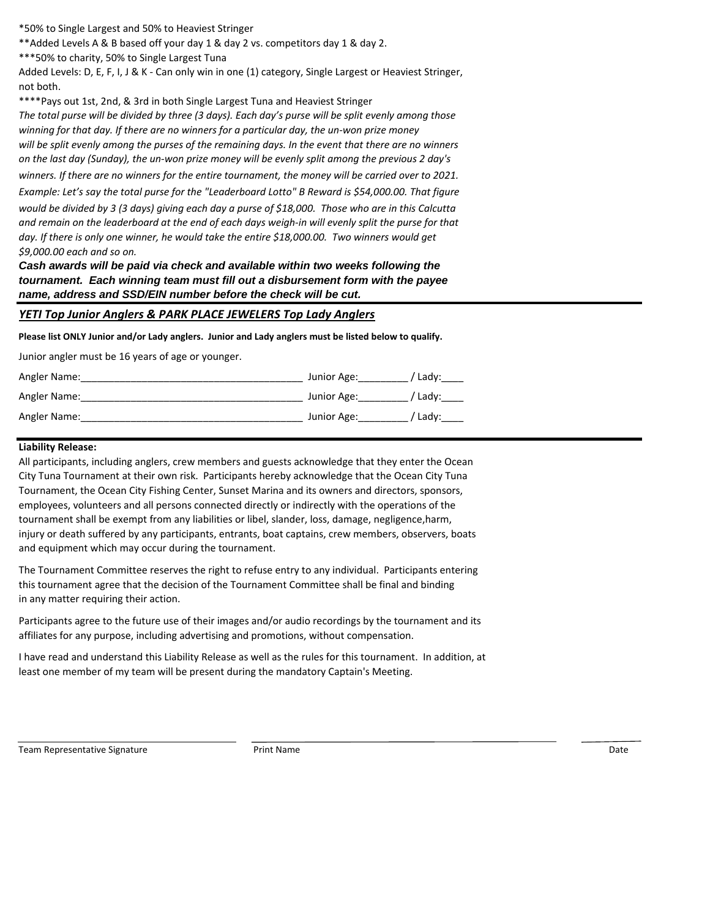*50% to Single Largest and 50% to Heaviest Stringer

**Added Levels A & B based off your day 1 & day 2 vs. competitors day 1 & day 2.

***50% to charity, 50% to Single Largest Tuna

Added Levels: D, E, F, I, J & K - Can only win in one (1) category, Single Largest or Heaviest Stringer, not both.

****Pays out 1st, 2nd, & 3rd in both Single Largest Tuna and Heaviest Stringer

*The total purse will be divided by three (3 days). Each day's purse will be split evenly among those winning for that day. If there are no winners for a particular day, the un-won prize money will be split evenly among the purses of the remaining days. In the event that there are no winners on the last day (Sunday), the un-won prize money will be evenly split among the previous 2 day's winners. If there are no winners for the entire tournament, the money will be carried over to 2021.*

*Example: Let's say the total purse for the "Leaderboard Lotto" B Reward is $54,000.00. That figure would be divided by 3 (3 days) giving each day a purse of $18,000. Those who are in this Calcutta and remain on the leaderboard at the end of each days weigh-in will evenly split the purse for that day. If there is only one winner, he would take the entire $18,000.00. Two winners would get $9,000.00 each and so on.*

***Cash awards will be paid via check and available within two weeks following the tournament. Each winning team must fill out a disbursement form with the payee name, address and SSD/EIN number before the check will be cut.***

## *YETI Top Junior Anglers & PARK PLACE JEWELERS Top Lady Anglers*

**Please list ONLY Junior and/or Lady anglers. Junior and Lady anglers must be listed below to qualify.**

Junior angler must be 16 years of age or younger.

Angler Name:_______________________________________ Junior Age:_________ / Lady:____

Angler Name:_______________________________________ Junior Age:_________ / Lady:____

Angler Name:_______________________________________ Junior Age:_________ / Lady:____

**Liability Release:**

All participants, including anglers, crew members and guests acknowledge that they enter the Ocean City Tuna Tournament at their own risk. Participants hereby acknowledge that the Ocean City Tuna Tournament, the Ocean City Fishing Center, Sunset Marina and its owners and directors, sponsors, employees, volunteers and all persons connected directly or indirectly with the operations of the tournament shall be exempt from any liabilities or libel, slander, loss, damage, negligence,harm, injury or death suffered by any participants, entrants, boat captains, crew members, observers, boats and equipment which may occur during the tournament.

The Tournament Committee reserves the right to refuse entry to any individual. Participants entering this tournament agree that the decision of the Tournament Committee shall be final and binding in any matter requiring their action.

Participants agree to the future use of their images and/or audio recordings by the tournament and its affiliates for any purpose, including advertising and promotions, without compensation.

I have read and understand this Liability Release as well as the rules for this tournament. In addition, at least one member of my team will be present during the mandatory Captain's Meeting.

______________________________ ______________________________ __________

Team Representative Signature Print Name Date